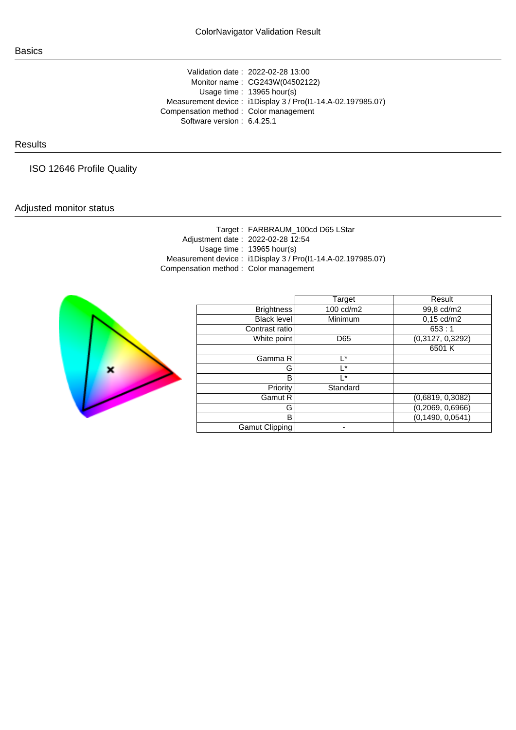# ColorNavigator Validation Result

## Basics

Validation date : 2022-02-28 13:00
Monitor name : CG243W(04502122)
Usage time : 13965 hour(s)
Measurement device : i1Display 3 / Pro(I1-14.A-02.197985.07)
Compensation method : Color management
Software version : 6.4.25.1

## Results

### ISO 12646 Profile Quality

## Adjusted monitor status

Target : FARBRAUM_100cd D65 LStar
Adjustment date : 2022-02-28 12:54
Usage time : 13965 hour(s)
Measurement device : i1Display 3 / Pro(I1-14.A-02.197985.07)
Compensation method : Color management

| | Target | Result |
|---|---|---|
| Brightness | 100 cd/m2 | 99,8 cd/m2 |
| Black level | Minimum | 0,15 cd/m2 |
| Contrast ratio | | 653 : 1 |
| White point | D65 | (0,3127, 0,3292) |
| | | 6501 K |
| Gamma R | L* | |
| G | L* | |
| B | L* | |
| Priority | Standard | |
| Gamut R | | (0,6819, 0,3082) |
| G | | (0,2069, 0,6966) |
| B | | (0,1490, 0,0541) |
| Gamut Clipping | - | |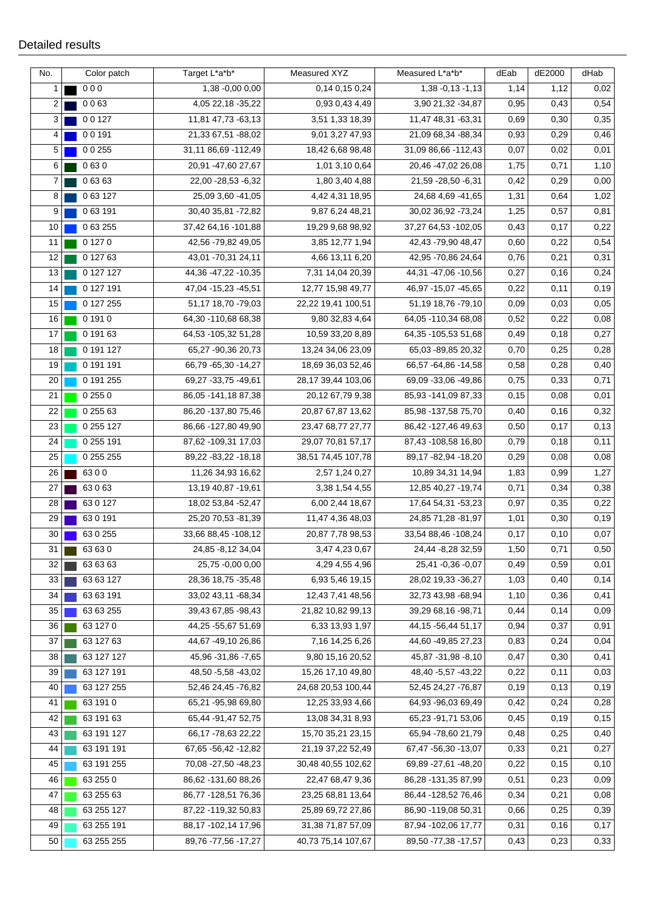## Detailed results

| No. | Color patch | Target L*a*b* | Measured XYZ | Measured L*a*b* | dEab | dE2000 | dHab |
|---|---|---|---|---|---|---|---|
| 1 | 0 0 0 | 1,38 -0,00 0,00 | 0,14 0,15 0,24 | 1,38 -0,13 -1,13 | 1,14 | 1,12 | 0,02 |
| 2 | 0 0 63 | 4,05 22,18 -35,22 | 0,93 0,43 4,49 | 3,90 21,32 -34,87 | 0,95 | 0,43 | 0,54 |
| 3 | 0 0 127 | 11,81 47,73 -63,13 | 3,51 1,33 18,39 | 11,47 48,31 -63,31 | 0,69 | 0,30 | 0,35 |
| 4 | 0 0 191 | 21,33 67,51 -88,02 | 9,01 3,27 47,93 | 21,09 68,34 -88,34 | 0,93 | 0,29 | 0,46 |
| 5 | 0 0 255 | 31,11 86,69 -112,49 | 18,42 6,68 98,48 | 31,09 86,66 -112,43 | 0,07 | 0,02 | 0,01 |
| 6 | 0 63 0 | 20,91 -47,60 27,67 | 1,01 3,10 0,64 | 20,46 -47,02 26,08 | 1,75 | 0,71 | 1,10 |
| 7 | 0 63 63 | 22,00 -28,53 -6,32 | 1,80 3,40 4,88 | 21,59 -28,50 -6,31 | 0,42 | 0,29 | 0,00 |
| 8 | 0 63 127 | 25,09 3,60 -41,05 | 4,42 4,31 18,95 | 24,68 4,69 -41,65 | 1,31 | 0,64 | 1,02 |
| 9 | 0 63 191 | 30,40 35,81 -72,82 | 9,87 6,24 48,21 | 30,02 36,92 -73,24 | 1,25 | 0,57 | 0,81 |
| 10 | 0 63 255 | 37,42 64,16 -101,88 | 19,29 9,68 98,92 | 37,27 64,53 -102,05 | 0,43 | 0,17 | 0,22 |
| 11 | 0 127 0 | 42,56 -79,82 49,05 | 3,85 12,77 1,94 | 42,43 -79,90 48,47 | 0,60 | 0,22 | 0,54 |
| 12 | 0 127 63 | 43,01 -70,31 24,11 | 4,66 13,11 6,20 | 42,95 -70,86 24,64 | 0,76 | 0,21 | 0,31 |
| 13 | 0 127 127 | 44,36 -47,22 -10,35 | 7,31 14,04 20,39 | 44,31 -47,06 -10,56 | 0,27 | 0,16 | 0,24 |
| 14 | 0 127 191 | 47,04 -15,23 -45,51 | 12,77 15,98 49,77 | 46,97 -15,07 -45,65 | 0,22 | 0,11 | 0,19 |
| 15 | 0 127 255 | 51,17 18,70 -79,03 | 22,22 19,41 100,51 | 51,19 18,76 -79,10 | 0,09 | 0,03 | 0,05 |
| 16 | 0 191 0 | 64,30 -110,68 68,38 | 9,80 32,83 4,64 | 64,05 -110,34 68,08 | 0,52 | 0,22 | 0,08 |
| 17 | 0 191 63 | 64,53 -105,32 51,28 | 10,59 33,20 8,89 | 64,35 -105,53 51,68 | 0,49 | 0,18 | 0,27 |
| 18 | 0 191 127 | 65,27 -90,36 20,73 | 13,24 34,06 23,09 | 65,03 -89,85 20,32 | 0,70 | 0,25 | 0,28 |
| 19 | 0 191 191 | 66,79 -65,30 -14,27 | 18,69 36,03 52,46 | 66,57 -64,86 -14,58 | 0,58 | 0,28 | 0,40 |
| 20 | 0 191 255 | 69,27 -33,75 -49,61 | 28,17 39,44 103,06 | 69,09 -33,06 -49,86 | 0,75 | 0,33 | 0,71 |
| 21 | 0 255 0 | 86,05 -141,18 87,38 | 20,12 67,79 9,38 | 85,93 -141,09 87,33 | 0,15 | 0,08 | 0,01 |
| 22 | 0 255 63 | 86,20 -137,80 75,46 | 20,87 67,87 13,62 | 85,98 -137,58 75,70 | 0,40 | 0,16 | 0,32 |
| 23 | 0 255 127 | 86,66 -127,80 49,90 | 23,47 68,77 27,77 | 86,42 -127,46 49,63 | 0,50 | 0,17 | 0,13 |
| 24 | 0 255 191 | 87,62 -109,31 17,03 | 29,07 70,81 57,17 | 87,43 -108,58 16,80 | 0,79 | 0,18 | 0,11 |
| 25 | 0 255 255 | 89,22 -83,22 -18,18 | 38,51 74,45 107,78 | 89,17 -82,94 -18,20 | 0,29 | 0,08 | 0,08 |
| 26 | 63 0 0 | 11,26 34,93 16,62 | 2,57 1,24 0,27 | 10,89 34,31 14,94 | 1,83 | 0,99 | 1,27 |
| 27 | 63 0 63 | 13,19 40,87 -19,61 | 3,38 1,54 4,55 | 12,85 40,27 -19,74 | 0,71 | 0,34 | 0,38 |
| 28 | 63 0 127 | 18,02 53,84 -52,47 | 6,00 2,44 18,67 | 17,64 54,31 -53,23 | 0,97 | 0,35 | 0,22 |
| 29 | 63 0 191 | 25,20 70,53 -81,39 | 11,47 4,36 48,03 | 24,85 71,28 -81,97 | 1,01 | 0,30 | 0,19 |
| 30 | 63 0 255 | 33,66 88,45 -108,12 | 20,87 7,78 98,53 | 33,54 88,46 -108,24 | 0,17 | 0,10 | 0,07 |
| 31 | 63 63 0 | 24,85 -8,12 34,04 | 3,47 4,23 0,67 | 24,44 -8,28 32,59 | 1,50 | 0,71 | 0,50 |
| 32 | 63 63 63 | 25,75 -0,00 0,00 | 4,29 4,55 4,96 | 25,41 -0,36 -0,07 | 0,49 | 0,59 | 0,01 |
| 33 | 63 63 127 | 28,36 18,75 -35,48 | 6,93 5,46 19,15 | 28,02 19,33 -36,27 | 1,03 | 0,40 | 0,14 |
| 34 | 63 63 191 | 33,02 43,11 -68,34 | 12,43 7,41 48,56 | 32,73 43,98 -68,94 | 1,10 | 0,36 | 0,41 |
| 35 | 63 63 255 | 39,43 67,85 -98,43 | 21,82 10,82 99,13 | 39,29 68,16 -98,71 | 0,44 | 0,14 | 0,09 |
| 36 | 63 127 0 | 44,25 -55,67 51,69 | 6,33 13,93 1,97 | 44,15 -56,44 51,17 | 0,94 | 0,37 | 0,91 |
| 37 | 63 127 63 | 44,67 -49,10 26,86 | 7,16 14,25 6,26 | 44,60 -49,85 27,23 | 0,83 | 0,24 | 0,04 |
| 38 | 63 127 127 | 45,96 -31,86 -7,65 | 9,80 15,16 20,52 | 45,87 -31,98 -8,10 | 0,47 | 0,30 | 0,41 |
| 39 | 63 127 191 | 48,50 -5,58 -43,02 | 15,26 17,10 49,80 | 48,40 -5,57 -43,22 | 0,22 | 0,11 | 0,03 |
| 40 | 63 127 255 | 52,46 24,45 -76,82 | 24,68 20,53 100,44 | 52,45 24,27 -76,87 | 0,19 | 0,13 | 0,19 |
| 41 | 63 191 0 | 65,21 -95,98 69,80 | 12,25 33,93 4,66 | 64,93 -96,03 69,49 | 0,42 | 0,24 | 0,28 |
| 42 | 63 191 63 | 65,44 -91,47 52,75 | 13,08 34,31 8,93 | 65,23 -91,71 53,06 | 0,45 | 0,19 | 0,15 |
| 43 | 63 191 127 | 66,17 -78,63 22,22 | 15,70 35,21 23,15 | 65,94 -78,60 21,79 | 0,48 | 0,25 | 0,40 |
| 44 | 63 191 191 | 67,65 -56,42 -12,82 | 21,19 37,22 52,49 | 67,47 -56,30 -13,07 | 0,33 | 0,21 | 0,27 |
| 45 | 63 191 255 | 70,08 -27,50 -48,23 | 30,48 40,55 102,62 | 69,89 -27,61 -48,20 | 0,22 | 0,15 | 0,10 |
| 46 | 63 255 0 | 86,62 -131,60 88,26 | 22,47 68,47 9,36 | 86,28 -131,35 87,99 | 0,51 | 0,23 | 0,09 |
| 47 | 63 255 63 | 86,77 -128,51 76,36 | 23,25 68,81 13,64 | 86,44 -128,52 76,46 | 0,34 | 0,21 | 0,08 |
| 48 | 63 255 127 | 87,22 -119,32 50,83 | 25,89 69,72 27,86 | 86,90 -119,08 50,31 | 0,66 | 0,25 | 0,39 |
| 49 | 63 255 191 | 88,17 -102,14 17,96 | 31,38 71,87 57,09 | 87,94 -102,06 17,77 | 0,31 | 0,16 | 0,17 |
| 50 | 63 255 255 | 89,76 -77,56 -17,27 | 40,73 75,14 107,67 | 89,50 -77,38 -17,57 | 0,43 | 0,23 | 0,33 |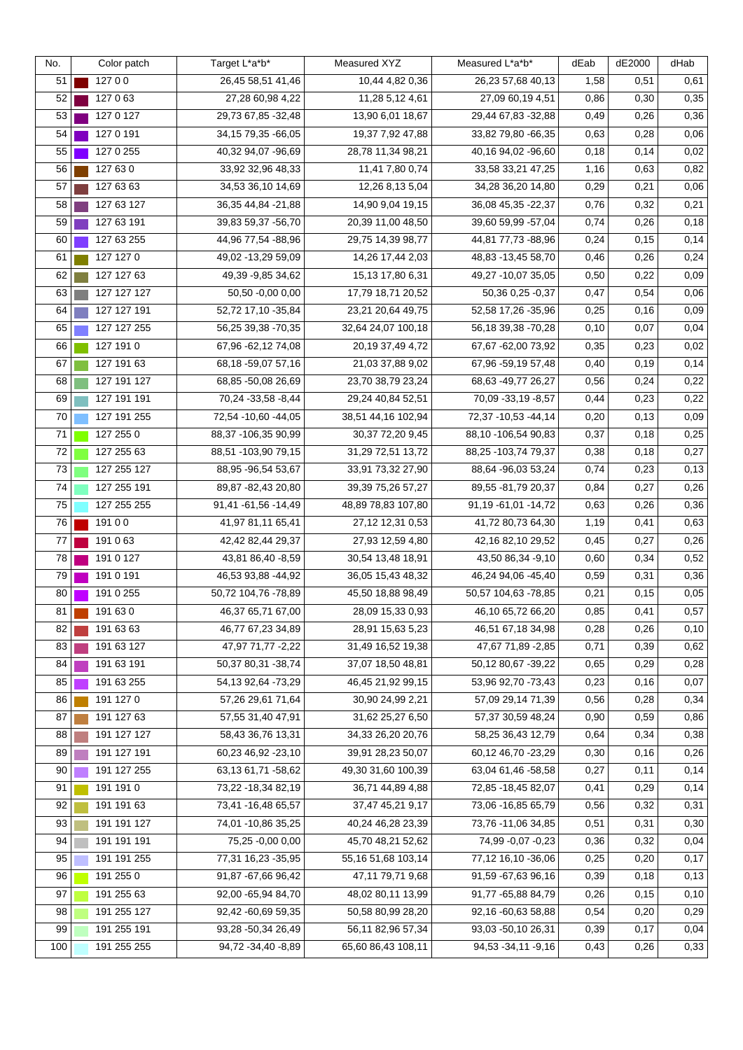| No. | Color patch | Target L*a*b* | Measured XYZ | Measured L*a*b* | dEab | dE2000 | dHab |
|---|---|---|---|---|---|---|---|
| 51 | 127 0 0 | 26,45 58,51 41,46 | 10,44 4,82 0,36 | 26,23 57,68 40,13 | 1,58 | 0,51 | 0,61 |
| 52 | 127 0 63 | 27,28 60,98 4,22 | 11,28 5,12 4,61 | 27,09 60,19 4,51 | 0,86 | 0,30 | 0,35 |
| 53 | 127 0 127 | 29,73 67,85 -32,48 | 13,90 6,01 18,67 | 29,44 67,83 -32,88 | 0,49 | 0,26 | 0,36 |
| 54 | 127 0 191 | 34,15 79,35 -66,05 | 19,37 7,92 47,88 | 33,82 79,80 -66,35 | 0,63 | 0,28 | 0,06 |
| 55 | 127 0 255 | 40,32 94,07 -96,69 | 28,78 11,34 98,21 | 40,16 94,02 -96,60 | 0,18 | 0,14 | 0,02 |
| 56 | 127 63 0 | 33,92 32,96 48,33 | 11,41 7,80 0,74 | 33,58 33,21 47,25 | 1,16 | 0,63 | 0,82 |
| 57 | 127 63 63 | 34,53 36,10 14,69 | 12,26 8,13 5,04 | 34,28 36,20 14,80 | 0,29 | 0,21 | 0,06 |
| 58 | 127 63 127 | 36,35 44,84 -21,88 | 14,90 9,04 19,15 | 36,08 45,35 -22,37 | 0,76 | 0,32 | 0,21 |
| 59 | 127 63 191 | 39,83 59,37 -56,70 | 20,39 11,00 48,50 | 39,60 59,99 -57,04 | 0,74 | 0,26 | 0,18 |
| 60 | 127 63 255 | 44,96 77,54 -88,96 | 29,75 14,39 98,77 | 44,81 77,73 -88,96 | 0,24 | 0,15 | 0,14 |
| 61 | 127 127 0 | 49,02 -13,29 59,09 | 14,26 17,44 2,03 | 48,83 -13,45 58,70 | 0,46 | 0,26 | 0,24 |
| 62 | 127 127 63 | 49,39 -9,85 34,62 | 15,13 17,80 6,31 | 49,27 -10,07 35,05 | 0,50 | 0,22 | 0,09 |
| 63 | 127 127 127 | 50,50 -0,00 0,00 | 17,79 18,71 20,52 | 50,36 0,25 -0,37 | 0,47 | 0,54 | 0,06 |
| 64 | 127 127 191 | 52,72 17,10 -35,84 | 23,21 20,64 49,75 | 52,58 17,26 -35,96 | 0,25 | 0,16 | 0,09 |
| 65 | 127 127 255 | 56,25 39,38 -70,35 | 32,64 24,07 100,18 | 56,18 39,38 -70,28 | 0,10 | 0,07 | 0,04 |
| 66 | 127 191 0 | 67,96 -62,12 74,08 | 20,19 37,49 4,72 | 67,67 -62,00 73,92 | 0,35 | 0,23 | 0,02 |
| 67 | 127 191 63 | 68,18 -59,07 57,16 | 21,03 37,88 9,02 | 67,96 -59,19 57,48 | 0,40 | 0,19 | 0,14 |
| 68 | 127 191 127 | 68,85 -50,08 26,69 | 23,70 38,79 23,24 | 68,63 -49,77 26,27 | 0,56 | 0,24 | 0,22 |
| 69 | 127 191 191 | 70,24 -33,58 -8,44 | 29,24 40,84 52,51 | 70,09 -33,19 -8,57 | 0,44 | 0,23 | 0,22 |
| 70 | 127 191 255 | 72,54 -10,60 -44,05 | 38,51 44,16 102,94 | 72,37 -10,53 -44,14 | 0,20 | 0,13 | 0,09 |
| 71 | 127 255 0 | 88,37 -106,35 90,99 | 30,37 72,20 9,45 | 88,10 -106,54 90,83 | 0,37 | 0,18 | 0,25 |
| 72 | 127 255 63 | 88,51 -103,90 79,15 | 31,29 72,51 13,72 | 88,25 -103,74 79,37 | 0,38 | 0,18 | 0,27 |
| 73 | 127 255 127 | 88,95 -96,54 53,67 | 33,91 73,32 27,90 | 88,64 -96,03 53,24 | 0,74 | 0,23 | 0,13 |
| 74 | 127 255 191 | 89,87 -82,43 20,80 | 39,39 75,26 57,27 | 89,55 -81,79 20,37 | 0,84 | 0,27 | 0,26 |
| 75 | 127 255 255 | 91,41 -61,56 -14,49 | 48,89 78,83 107,80 | 91,19 -61,01 -14,72 | 0,63 | 0,26 | 0,36 |
| 76 | 191 0 0 | 41,97 81,11 65,41 | 27,12 12,31 0,53 | 41,72 80,73 64,30 | 1,19 | 0,41 | 0,63 |
| 77 | 191 0 63 | 42,42 82,44 29,37 | 27,93 12,59 4,80 | 42,16 82,10 29,52 | 0,45 | 0,27 | 0,26 |
| 78 | 191 0 127 | 43,81 86,40 -8,59 | 30,54 13,48 18,91 | 43,50 86,34 -9,10 | 0,60 | 0,34 | 0,52 |
| 79 | 191 0 191 | 46,53 93,88 -44,92 | 36,05 15,43 48,32 | 46,24 94,06 -45,40 | 0,59 | 0,31 | 0,36 |
| 80 | 191 0 255 | 50,72 104,76 -78,89 | 45,50 18,88 98,49 | 50,57 104,63 -78,85 | 0,21 | 0,15 | 0,05 |
| 81 | 191 63 0 | 46,37 65,71 67,00 | 28,09 15,33 0,93 | 46,10 65,72 66,20 | 0,85 | 0,41 | 0,57 |
| 82 | 191 63 63 | 46,77 67,23 34,89 | 28,91 15,63 5,23 | 46,51 67,18 34,98 | 0,28 | 0,26 | 0,10 |
| 83 | 191 63 127 | 47,97 71,77 -2,22 | 31,49 16,52 19,38 | 47,67 71,89 -2,85 | 0,71 | 0,39 | 0,62 |
| 84 | 191 63 191 | 50,37 80,31 -38,74 | 37,07 18,50 48,81 | 50,12 80,67 -39,22 | 0,65 | 0,29 | 0,28 |
| 85 | 191 63 255 | 54,13 92,64 -73,29 | 46,45 21,92 99,15 | 53,96 92,70 -73,43 | 0,23 | 0,16 | 0,07 |
| 86 | 191 127 0 | 57,26 29,61 71,64 | 30,90 24,99 2,21 | 57,09 29,14 71,39 | 0,56 | 0,28 | 0,34 |
| 87 | 191 127 63 | 57,55 31,40 47,91 | 31,62 25,27 6,50 | 57,37 30,59 48,24 | 0,90 | 0,59 | 0,86 |
| 88 | 191 127 127 | 58,43 36,76 13,31 | 34,33 26,20 20,76 | 58,25 36,43 12,79 | 0,64 | 0,34 | 0,38 |
| 89 | 191 127 191 | 60,23 46,92 -23,10 | 39,91 28,23 50,07 | 60,12 46,70 -23,29 | 0,30 | 0,16 | 0,26 |
| 90 | 191 127 255 | 63,13 61,71 -58,62 | 49,30 31,60 100,39 | 63,04 61,46 -58,58 | 0,27 | 0,11 | 0,14 |
| 91 | 191 191 0 | 73,22 -18,34 82,19 | 36,71 44,89 4,88 | 72,85 -18,45 82,07 | 0,41 | 0,29 | 0,14 |
| 92 | 191 191 63 | 73,41 -16,48 65,57 | 37,47 45,21 9,17 | 73,06 -16,85 65,79 | 0,56 | 0,32 | 0,31 |
| 93 | 191 191 127 | 74,01 -10,86 35,25 | 40,24 46,28 23,39 | 73,76 -11,06 34,85 | 0,51 | 0,31 | 0,30 |
| 94 | 191 191 191 | 75,25 -0,00 0,00 | 45,70 48,21 52,62 | 74,99 -0,07 -0,23 | 0,36 | 0,32 | 0,04 |
| 95 | 191 191 255 | 77,31 16,23 -35,95 | 55,16 51,68 103,14 | 77,12 16,10 -36,06 | 0,25 | 0,20 | 0,17 |
| 96 | 191 255 0 | 91,87 -67,66 96,42 | 47,11 79,71 9,68 | 91,59 -67,63 96,16 | 0,39 | 0,18 | 0,13 |
| 97 | 191 255 63 | 92,00 -65,94 84,70 | 48,02 80,11 13,99 | 91,77 -65,88 84,79 | 0,26 | 0,15 | 0,10 |
| 98 | 191 255 127 | 92,42 -60,69 59,35 | 50,58 80,99 28,20 | 92,16 -60,63 58,88 | 0,54 | 0,20 | 0,29 |
| 99 | 191 255 191 | 93,28 -50,34 26,49 | 56,11 82,96 57,34 | 93,03 -50,10 26,31 | 0,39 | 0,17 | 0,04 |
| 100 | 191 255 255 | 94,72 -34,40 -8,89 | 65,60 86,43 108,11 | 94,53 -34,11 -9,16 | 0,43 | 0,26 | 0,33 |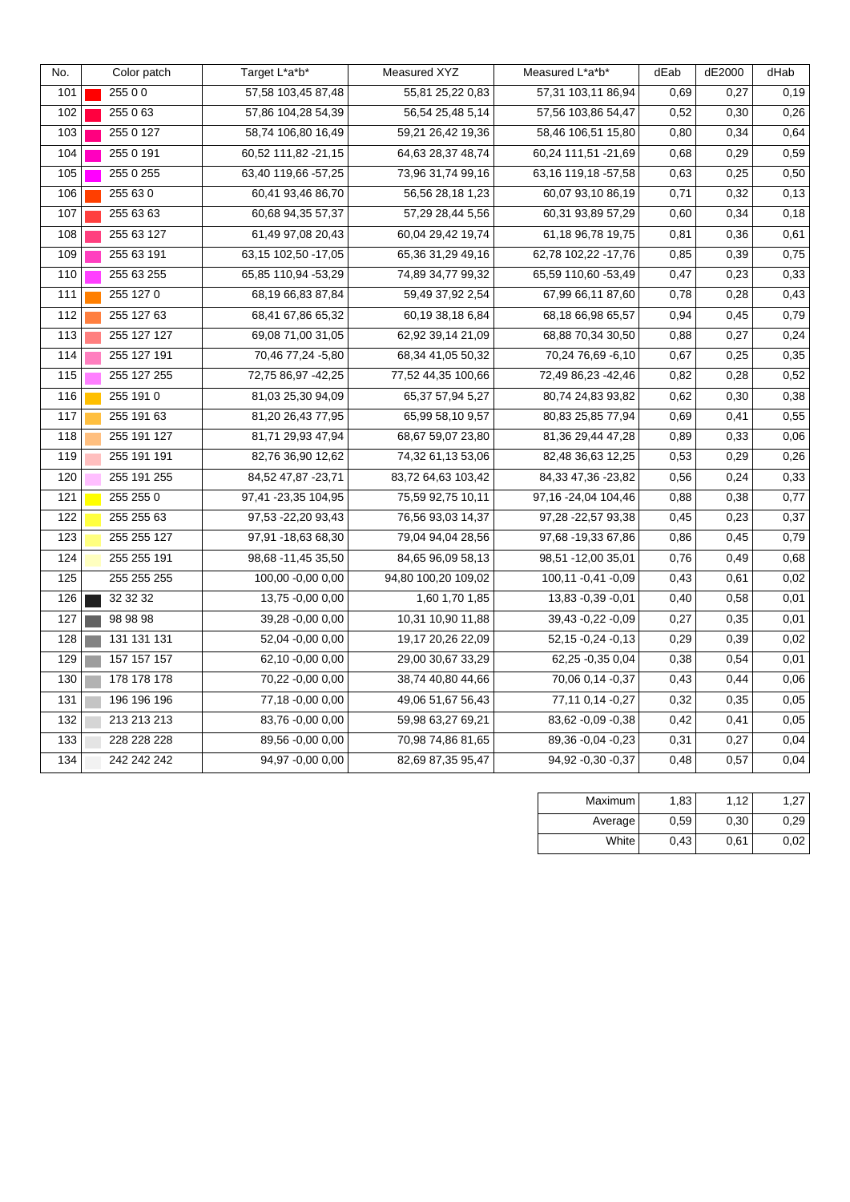| No. | Color patch | Target L*a*b* | Measured XYZ | Measured L*a*b* | dEab | dE2000 | dHab |
|---|---|---|---|---|---|---|---|
| 101 | 255 0 0 | 57,58 103,45 87,48 | 55,81 25,22 0,83 | 57,31 103,11 86,94 | 0,69 | 0,27 | 0,19 |
| 102 | 255 0 63 | 57,86 104,28 54,39 | 56,54 25,48 5,14 | 57,56 103,86 54,47 | 0,52 | 0,30 | 0,26 |
| 103 | 255 0 127 | 58,74 106,80 16,49 | 59,21 26,42 19,36 | 58,46 106,51 15,80 | 0,80 | 0,34 | 0,64 |
| 104 | 255 0 191 | 60,52 111,82 -21,15 | 64,63 28,37 48,74 | 60,24 111,51 -21,69 | 0,68 | 0,29 | 0,59 |
| 105 | 255 0 255 | 63,40 119,66 -57,25 | 73,96 31,74 99,16 | 63,16 119,18 -57,58 | 0,63 | 0,25 | 0,50 |
| 106 | 255 63 0 | 60,41 93,46 86,70 | 56,56 28,18 1,23 | 60,07 93,10 86,19 | 0,71 | 0,32 | 0,13 |
| 107 | 255 63 63 | 60,68 94,35 57,37 | 57,29 28,44 5,56 | 60,31 93,89 57,29 | 0,60 | 0,34 | 0,18 |
| 108 | 255 63 127 | 61,49 97,08 20,43 | 60,04 29,42 19,74 | 61,18 96,78 19,75 | 0,81 | 0,36 | 0,61 |
| 109 | 255 63 191 | 63,15 102,50 -17,05 | 65,36 31,29 49,16 | 62,78 102,22 -17,76 | 0,85 | 0,39 | 0,75 |
| 110 | 255 63 255 | 65,85 110,94 -53,29 | 74,89 34,77 99,32 | 65,59 110,60 -53,49 | 0,47 | 0,23 | 0,33 |
| 111 | 255 127 0 | 68,19 66,83 87,84 | 59,49 37,92 2,54 | 67,99 66,11 87,60 | 0,78 | 0,28 | 0,43 |
| 112 | 255 127 63 | 68,41 67,86 65,32 | 60,19 38,18 6,84 | 68,18 66,98 65,57 | 0,94 | 0,45 | 0,79 |
| 113 | 255 127 127 | 69,08 71,00 31,05 | 62,92 39,14 21,09 | 68,88 70,34 30,50 | 0,88 | 0,27 | 0,24 |
| 114 | 255 127 191 | 70,46 77,24 -5,80 | 68,34 41,05 50,32 | 70,24 76,69 -6,10 | 0,67 | 0,25 | 0,35 |
| 115 | 255 127 255 | 72,75 86,97 -42,25 | 77,52 44,35 100,66 | 72,49 86,23 -42,46 | 0,82 | 0,28 | 0,52 |
| 116 | 255 191 0 | 81,03 25,30 94,09 | 65,37 57,94 5,27 | 80,74 24,83 93,82 | 0,62 | 0,30 | 0,38 |
| 117 | 255 191 63 | 81,20 26,43 77,95 | 65,99 58,10 9,57 | 80,83 25,85 77,94 | 0,69 | 0,41 | 0,55 |
| 118 | 255 191 127 | 81,71 29,93 47,94 | 68,67 59,07 23,80 | 81,36 29,44 47,28 | 0,89 | 0,33 | 0,06 |
| 119 | 255 191 191 | 82,76 36,90 12,62 | 74,32 61,13 53,06 | 82,48 36,63 12,25 | 0,53 | 0,29 | 0,26 |
| 120 | 255 191 255 | 84,52 47,87 -23,71 | 83,72 64,63 103,42 | 84,33 47,36 -23,82 | 0,56 | 0,24 | 0,33 |
| 121 | 255 255 0 | 97,41 -23,35 104,95 | 75,59 92,75 10,11 | 97,16 -24,04 104,46 | 0,88 | 0,38 | 0,77 |
| 122 | 255 255 63 | 97,53 -22,20 93,43 | 76,56 93,03 14,37 | 97,28 -22,57 93,38 | 0,45 | 0,23 | 0,37 |
| 123 | 255 255 127 | 97,91 -18,63 68,30 | 79,04 94,04 28,56 | 97,68 -19,33 67,86 | 0,86 | 0,45 | 0,79 |
| 124 | 255 255 191 | 98,68 -11,45 35,50 | 84,65 96,09 58,13 | 98,51 -12,00 35,01 | 0,76 | 0,49 | 0,68 |
| 125 | 255 255 255 | 100,00 -0,00 0,00 | 94,80 100,20 109,02 | 100,11 -0,41 -0,09 | 0,43 | 0,61 | 0,02 |
| 126 | 32 32 32 | 13,75 -0,00 0,00 | 1,60 1,70 1,85 | 13,83 -0,39 -0,01 | 0,40 | 0,58 | 0,01 |
| 127 | 98 98 98 | 39,28 -0,00 0,00 | 10,31 10,90 11,88 | 39,43 -0,22 -0,09 | 0,27 | 0,35 | 0,01 |
| 128 | 131 131 131 | 52,04 -0,00 0,00 | 19,17 20,26 22,09 | 52,15 -0,24 -0,13 | 0,29 | 0,39 | 0,02 |
| 129 | 157 157 157 | 62,10 -0,00 0,00 | 29,00 30,67 33,29 | 62,25 -0,35 0,04 | 0,38 | 0,54 | 0,01 |
| 130 | 178 178 178 | 70,22 -0,00 0,00 | 38,74 40,80 44,66 | 70,06 0,14 -0,37 | 0,43 | 0,44 | 0,06 |
| 131 | 196 196 196 | 77,18 -0,00 0,00 | 49,06 51,67 56,43 | 77,11 0,14 -0,27 | 0,32 | 0,35 | 0,05 |
| 132 | 213 213 213 | 83,76 -0,00 0,00 | 59,98 63,27 69,21 | 83,62 -0,09 -0,38 | 0,42 | 0,41 | 0,05 |
| 133 | 228 228 228 | 89,56 -0,00 0,00 | 70,98 74,86 81,65 | 89,36 -0,04 -0,23 | 0,31 | 0,27 | 0,04 |
| 134 | 242 242 242 | 94,97 -0,00 0,00 | 82,69 87,35 95,47 | 94,92 -0,30 -0,37 | 0,48 | 0,57 | 0,04 |

| | dEab | dE2000 | dHab |
|---|---|---|---|
| Maximum | 1,83 | 1,12 | 1,27 |
| Average | 0,59 | 0,30 | 0,29 |
| White | 0,43 | 0,61 | 0,02 |